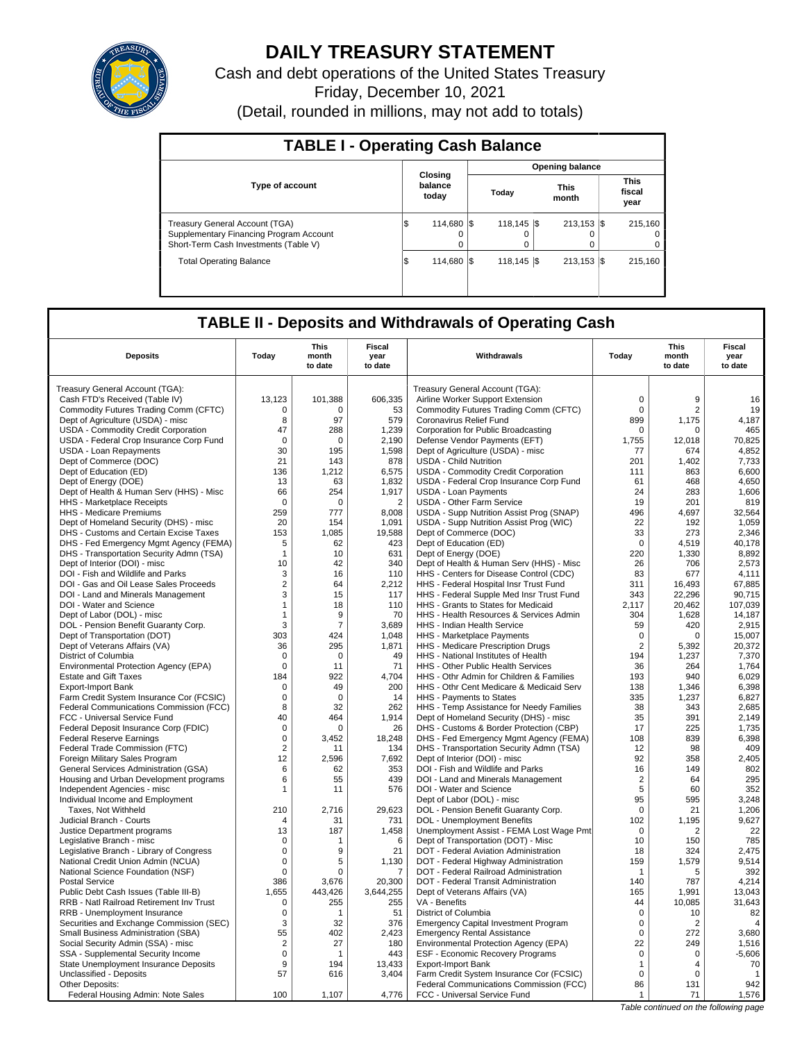# DAILY TREASURY STATEMENT

Cash and debt operations of the United States Treasury

Friday, December 10, 2021

(Detail, rounded in millions, may not add to totals)

## TABLE I - Operating Cash Balance

| Type of account | Closing balance today | Opening balance | | |
|---|---|---|---|---|
| | | Today | This month | This fiscal year |
| Treasury General Account (TGA) | $ 114,680 | $ 118,145 | $ 213,153 | $ 215,160 |
| Supplementary Financing Program Account | 0 | 0 | 0 | 0 |
| Short-Term Cash Investments (Table V) | 0 | 0 | 0 | 0 |
| Total Operating Balance | $ 114,680 | $ 118,145 | $ 213,153 | $ 215,160 |

## TABLE II - Deposits and Withdrawals of Operating Cash

| Deposits | Today | This month to date | Fiscal year to date | Withdrawals | Today | This month to date | Fiscal year to date |
|---|---|---|---|---|---|---|---|
| Treasury General Account (TGA): | | | | Treasury General Account (TGA): | | | |
| Cash FTD's Received (Table IV) | 13,123 | 101,388 | 606,335 | Airline Worker Support Extension | 0 | 9 | 16 |
| Commodity Futures Trading Comm (CFTC) | 0 | 0 | 53 | Commodity Futures Trading Comm (CFTC) | 0 | 2 | 19 |
| Dept of Agriculture (USDA) - misc | 8 | 97 | 579 | Coronavirus Relief Fund | 899 | 1,175 | 4,187 |
| USDA - Commodity Credit Corporation | 47 | 288 | 1,239 | Corporation for Public Broadcasting | 0 | 0 | 465 |
| USDA - Federal Crop Insurance Corp Fund | 0 | 0 | 2,190 | Defense Vendor Payments (EFT) | 1,755 | 12,018 | 70,825 |
| USDA - Loan Repayments | 30 | 195 | 1,598 | Dept of Agriculture (USDA) - misc | 77 | 674 | 4,852 |
| Dept of Commerce (DOC) | 21 | 143 | 878 | USDA - Child Nutrition | 201 | 1,402 | 7,733 |
| Dept of Education (ED) | 136 | 1,212 | 6,575 | USDA - Commodity Credit Corporation | 111 | 863 | 6,600 |
| Dept of Energy (DOE) | 13 | 63 | 1,832 | USDA - Federal Crop Insurance Corp Fund | 61 | 468 | 4,650 |
| Dept of Health & Human Serv (HHS) - Misc | 66 | 254 | 1,917 | USDA - Loan Payments | 24 | 283 | 1,606 |
| HHS - Marketplace Receipts | 0 | 0 | 2 | USDA - Other Farm Service | 19 | 201 | 819 |
| HHS - Medicare Premiums | 259 | 777 | 8,008 | USDA - Supp Nutrition Assist Prog (SNAP) | 496 | 4,697 | 32,564 |
| Dept of Homeland Security (DHS) - misc | 20 | 154 | 1,091 | USDA - Supp Nutrition Assist Prog (WIC) | 22 | 192 | 1,059 |
| DHS - Customs and Certain Excise Taxes | 153 | 1,085 | 19,588 | Dept of Commerce (DOC) | 33 | 273 | 2,346 |
| DHS - Fed Emergency Mgmt Agency (FEMA) | 5 | 62 | 423 | Dept of Education (ED) | 0 | 4,519 | 40,178 |
| DHS - Transportation Security Admn (TSA) | 1 | 10 | 631 | Dept of Energy (DOE) | 220 | 1,330 | 8,892 |
| Dept of Interior (DOI) - misc | 10 | 42 | 340 | Dept of Health & Human Serv (HHS) - Misc | 26 | 706 | 2,573 |
| DOI - Fish and Wildlife and Parks | 3 | 16 | 110 | HHS - Centers for Disease Control (CDC) | 83 | 677 | 4,111 |
| DOI - Gas and Oil Lease Sales Proceeds | 2 | 64 | 2,212 | HHS - Federal Hospital Insr Trust Fund | 311 | 16,493 | 67,885 |
| DOI - Land and Minerals Management | 3 | 15 | 117 | HHS - Federal Supple Med Insr Trust Fund | 343 | 22,296 | 90,715 |
| DOI - Water and Science | 1 | 18 | 110 | HHS - Grants to States for Medicaid | 2,117 | 20,462 | 107,039 |
| Dept of Labor (DOL) - misc | 1 | 9 | 70 | HHS - Health Resources & Services Admin | 304 | 1,628 | 14,187 |
| DOL - Pension Benefit Guaranty Corp. | 3 | 7 | 3,689 | HHS - Indian Health Service | 59 | 420 | 2,915 |
| Dept of Transportation (DOT) | 303 | 424 | 1,048 | HHS - Marketplace Payments | 0 | 0 | 15,007 |
| Dept of Veterans Affairs (VA) | 36 | 295 | 1,871 | HHS - Medicare Prescription Drugs | 2 | 5,392 | 20,372 |
| District of Columbia | 0 | 0 | 49 | HHS - National Institutes of Health | 194 | 1,237 | 7,370 |
| Environmental Protection Agency (EPA) | 0 | 11 | 71 | HHS - Other Public Health Services | 36 | 264 | 1,764 |
| Estate and Gift Taxes | 184 | 922 | 4,704 | HHS - Othr Admin for Children & Families | 193 | 940 | 6,029 |
| Export-Import Bank | 0 | 49 | 200 | HHS - Othr Cent Medicare & Medicaid Serv | 138 | 1,346 | 6,398 |
| Farm Credit System Insurance Cor (FCSIC) | 0 | 0 | 14 | HHS - Payments to States | 335 | 1,237 | 6,827 |
| Federal Communications Commission (FCC) | 8 | 32 | 262 | HHS - Temp Assistance for Needy Families | 38 | 343 | 2,685 |
| FCC - Universal Service Fund | 40 | 464 | 1,914 | Dept of Homeland Security (DHS) - misc | 35 | 391 | 2,149 |
| Federal Deposit Insurance Corp (FDIC) | 0 | 0 | 26 | DHS - Customs & Border Protection (CBP) | 17 | 225 | 1,735 |
| Federal Reserve Earnings | 0 | 3,452 | 18,248 | DHS - Fed Emergency Mgmt Agency (FEMA) | 108 | 839 | 6,398 |
| Federal Trade Commission (FTC) | 2 | 11 | 134 | DHS - Transportation Security Admn (TSA) | 12 | 98 | 409 |
| Foreign Military Sales Program | 12 | 2,596 | 7,692 | Dept of Interior (DOI) - misc | 92 | 358 | 2,405 |
| General Services Administration (GSA) | 6 | 62 | 353 | DOI - Fish and Wildlife and Parks | 16 | 149 | 802 |
| Housing and Urban Development programs | 6 | 55 | 439 | DOI - Land and Minerals Management | 2 | 64 | 295 |
| Independent Agencies - misc | 1 | 11 | 576 | DOI - Water and Science | 5 | 60 | 352 |
| Individual Income and Employment | | | | Dept of Labor (DOL) - misc | 95 | 595 | 3,248 |
| Taxes, Not Withheld | 210 | 2,716 | 29,623 | DOL - Pension Benefit Guaranty Corp. | 0 | 21 | 1,206 |
| Judicial Branch - Courts | 4 | 31 | 731 | DOL - Unemployment Benefits | 102 | 1,195 | 9,627 |
| Justice Department programs | 13 | 187 | 1,458 | Unemployment Assist - FEMA Lost Wage Pmt | 0 | 2 | 22 |
| Legislative Branch - misc | 0 | 1 | 6 | Dept of Transportation (DOT) - Misc | 10 | 150 | 785 |
| Legislative Branch - Library of Congress | 0 | 9 | 21 | DOT - Federal Aviation Administration | 18 | 324 | 2,475 |
| National Credit Union Admin (NCUA) | 0 | 5 | 1,130 | DOT - Federal Highway Administration | 159 | 1,579 | 9,514 |
| National Science Foundation (NSF) | 0 | 0 | 7 | DOT - Federal Railroad Administration | 1 | 5 | 392 |
| Postal Service | 386 | 3,676 | 20,300 | DOT - Federal Transit Administration | 140 | 787 | 4,214 |
| Public Debt Cash Issues (Table III-B) | 1,655 | 443,426 | 3,644,255 | Dept of Veterans Affairs (VA) | 165 | 1,991 | 13,043 |
| RRB - Natl Railroad Retirement Inv Trust | 0 | 255 | 255 | VA - Benefits | 44 | 10,085 | 31,643 |
| RRB - Unemployment Insurance | 0 | 1 | 51 | District of Columbia | 0 | 10 | 82 |
| Securities and Exchange Commission (SEC) | 3 | 32 | 376 | Emergency Capital Investment Program | 0 | 2 | 4 |
| Small Business Administration (SBA) | 55 | 402 | 2,423 | Emergency Rental Assistance | 0 | 272 | 3,680 |
| Social Security Admin (SSA) - misc | 2 | 27 | 180 | Environmental Protection Agency (EPA) | 22 | 249 | 1,516 |
| SSA - Supplemental Security Income | 0 | 1 | 443 | ESF - Economic Recovery Programs | 0 | 0 | -5,606 |
| State Unemployment Insurance Deposits | 9 | 194 | 13,433 | Export-Import Bank | 1 | 4 | 70 |
| Unclassified - Deposits | 57 | 616 | 3,404 | Farm Credit System Insurance Cor (FCSIC) | 0 | 0 | 1 |
| Other Deposits: | | | | Federal Communications Commission (FCC) | 86 | 131 | 942 |
| Federal Housing Admin: Note Sales | 100 | 1,107 | 4,776 | FCC - Universal Service Fund | 1 | 71 | 1,576 |

*Table continued on the following page*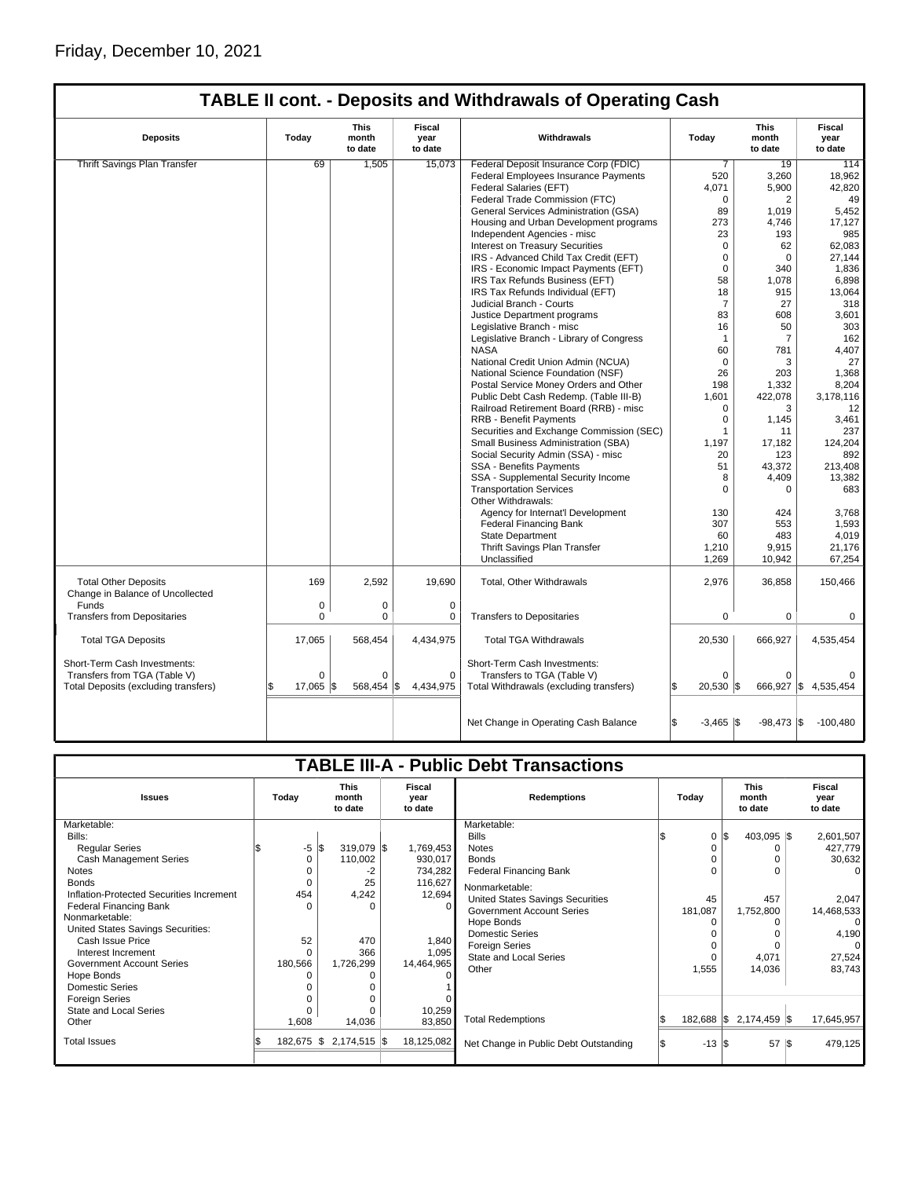Friday, December 10, 2021

## TABLE II cont. - Deposits and Withdrawals of Operating Cash

| Deposits | Today | This month to date | Fiscal year to date | Withdrawals | Today | This month to date | Fiscal year to date |
|---|---|---|---|---|---|---|---|
| Thrift Savings Plan Transfer | 69 | 1,505 | 15,073 | Federal Deposit Insurance Corp (FDIC) | 7 | 19 | 114 |
| | | | | Federal Employees Insurance Payments | 520 | 3,260 | 18,962 |
| | | | | Federal Salaries (EFT) | 4,071 | 5,900 | 42,820 |
| | | | | Federal Trade Commission (FTC) | 0 | 2 | 49 |
| | | | | General Services Administration (GSA) | 89 | 1,019 | 5,452 |
| | | | | Housing and Urban Development programs | 273 | 4,746 | 17,127 |
| | | | | Independent Agencies - misc | 23 | 193 | 985 |
| | | | | Interest on Treasury Securities | 0 | 62 | 62,083 |
| | | | | IRS - Advanced Child Tax Credit (EFT) | 0 | 0 | 27,144 |
| | | | | IRS - Economic Impact Payments (EFT) | 0 | 340 | 1,836 |
| | | | | IRS Tax Refunds Business (EFT) | 58 | 1,078 | 6,898 |
| | | | | IRS Tax Refunds Individual (EFT) | 18 | 915 | 13,064 |
| | | | | Judicial Branch - Courts | 7 | 27 | 318 |
| | | | | Justice Department programs | 83 | 608 | 3,601 |
| | | | | Legislative Branch - misc | 16 | 50 | 303 |
| | | | | Legislative Branch - Library of Congress | 1 | 7 | 162 |
| | | | | NASA | 60 | 781 | 4,407 |
| | | | | National Credit Union Admin (NCUA) | 0 | 3 | 27 |
| | | | | National Science Foundation (NSF) | 26 | 203 | 1,368 |
| | | | | Postal Service Money Orders and Other | 198 | 1,332 | 8,204 |
| | | | | Public Debt Cash Redemp. (Table III-B) | 1,601 | 422,078 | 3,178,116 |
| | | | | Railroad Retirement Board (RRB) - misc | 0 | 3 | 12 |
| | | | | RRB - Benefit Payments | 0 | 1,145 | 3,461 |
| | | | | Securities and Exchange Commission (SEC) | 1 | 11 | 237 |
| | | | | Small Business Administration (SBA) | 1,197 | 17,182 | 124,204 |
| | | | | Social Security Admin (SSA) - misc | 20 | 123 | 892 |
| | | | | SSA - Benefits Payments | 51 | 43,372 | 213,408 |
| | | | | SSA - Supplemental Security Income | 8 | 4,409 | 13,382 |
| | | | | Transportation Services | 0 | 0 | 683 |
| | | | | Other Withdrawals: | | | |
| | | | | Agency for Internat'l Development | 130 | 424 | 3,768 |
| | | | | Federal Financing Bank | 307 | 553 | 1,593 |
| | | | | State Department | 60 | 483 | 4,019 |
| | | | | Thrift Savings Plan Transfer | 1,210 | 9,915 | 21,176 |
| | | | | Unclassified | 1,269 | 10,942 | 67,254 |
| Total Other Deposits | 169 | 2,592 | 19,690 | Total, Other Withdrawals | 2,976 | 36,858 | 150,466 |
| Change in Balance of Uncollected Funds | 0 | 0 | 0 | | | | |
| Transfers from Depositaries | 0 | 0 | 0 | Transfers to Depositaries | 0 | 0 | 0 |
| Total TGA Deposits | 17,065 | 568,454 | 4,434,975 | Total TGA Withdrawals | 20,530 | 666,927 | 4,535,454 |
| Short-Term Cash Investments: | | | | Short-Term Cash Investments: | | | |
| Transfers from TGA (Table V) | 0 | 0 | 0 | Transfers to TGA (Table V) | 0 | 0 | 0 |
| Total Deposits (excluding transfers) | $ 17,065 | $ 568,454 | $ 4,434,975 | Total Withdrawals (excluding transfers) | $ 20,530 | $ 666,927 | $ 4,535,454 |
| | | | | Net Change in Operating Cash Balance | $ -3,465 | $ -98,473 | $ -100,480 |

## TABLE III-A - Public Debt Transactions

| Issues | Today | This month to date | Fiscal year to date | Redemptions | Today | This month to date | Fiscal year to date |
|---|---|---|---|---|---|---|---|
| Marketable: | | | | Marketable: | | | |
| Bills: | | | | Bills | $ 0 | $ 403,095 | $ 2,601,507 |
| Regular Series | $ -5 | $ 319,079 | $ 1,769,453 | Notes | 0 | 0 | 427,779 |
| Cash Management Series | 0 | 110,002 | 930,017 | Bonds | 0 | 0 | 30,632 |
| Notes | 0 | -2 | 734,282 | Federal Financing Bank | 0 | 0 | 0 |
| Bonds | 0 | 25 | 116,627 | Nonmarketable: | | | |
| Inflation-Protected Securities Increment | 454 | 4,242 | 12,694 | United States Savings Securities | 45 | 457 | 2,047 |
| Federal Financing Bank | 0 | 0 | 0 | Government Account Series | 181,087 | 1,752,800 | 14,468,533 |
| Nonmarketable: | | | | Hope Bonds | 0 | 0 | 0 |
| United States Savings Securities: | | | | Domestic Series | 0 | 0 | 4,190 |
| Cash Issue Price | 52 | 470 | 1,840 | Foreign Series | 0 | 0 | 0 |
| Interest Increment | 0 | 366 | 1,095 | State and Local Series | 0 | 4,071 | 27,524 |
| Government Account Series | 180,566 | 1,726,299 | 14,464,965 | Other | 1,555 | 14,036 | 83,743 |
| Hope Bonds | 0 | 0 | 0 | | | | |
| Domestic Series | 0 | 0 | 1 | | | | |
| Foreign Series | 0 | 0 | 0 | | | | |
| State and Local Series | 0 | 0 | 10,259 | | | | |
| Other | 1,608 | 14,036 | 83,850 | Total Redemptions | $ 182,688 | $ 2,174,459 | $ 17,645,957 |
| Total Issues | $ 182,675 | $ 2,174,515 | $ 18,125,082 | Net Change in Public Debt Outstanding | $ -13 | $ 57 | $ 479,125 |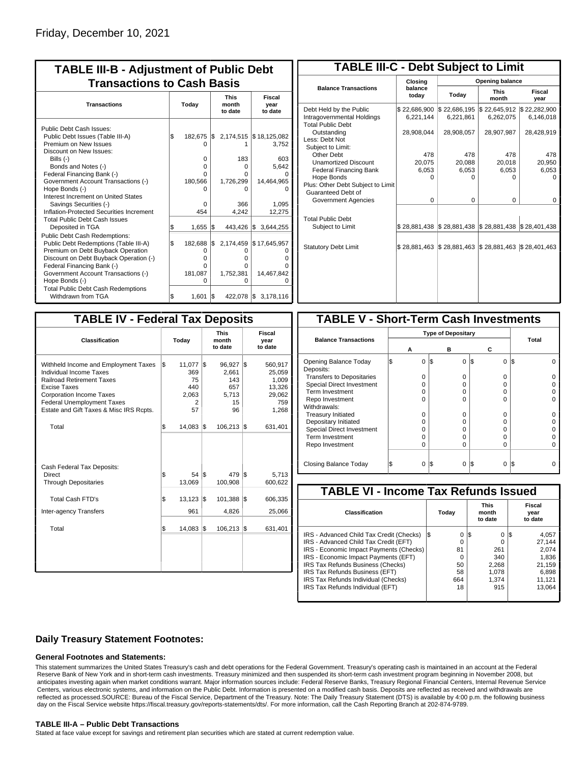Friday, December 10, 2021

## TABLE III-B - Adjustment of Public Debt Transactions to Cash Basis

| Transactions | Today | This month to date | Fiscal year to date |
|---|---|---|---|
| Public Debt Cash Issues: | | | |
| Public Debt Issues (Table III-A) | $ 182,675 | $ 2,174,515 | $ 18,125,082 |
| Premium on New Issues | 0 | 1 | 3,752 |
| Discount on New Issues: | | | |
| Bills (-) | 0 | 183 | 603 |
| Bonds and Notes (-) | 0 | 0 | 5,642 |
| Federal Financing Bank (-) | 0 | 0 | 0 |
| Government Account Transactions (-) | 180,566 | 1,726,299 | 14,464,965 |
| Hope Bonds (-) | 0 | 0 | 0 |
| Interest Increment on United States Savings Securities (-) | 0 | 366 | 1,095 |
| Inflation-Protected Securities Increment | 454 | 4,242 | 12,275 |
| Total Public Debt Cash Issues Deposited in TGA | $ 1,655 | $ 443,426 | $ 3,644,255 |
| Public Debt Cash Redemptions: | | | |
| Public Debt Redemptions (Table III-A) | $ 182,688 | $ 2,174,459 | $ 17,645,957 |
| Premium on Debt Buyback Operation | 0 | 0 | 0 |
| Discount on Debt Buyback Operation (-) | 0 | 0 | 0 |
| Federal Financing Bank (-) | 0 | 0 | 0 |
| Government Account Transactions (-) | 181,087 | 1,752,381 | 14,467,842 |
| Hope Bonds (-) | 0 | 0 | 0 |
| Total Public Debt Cash Redemptions Withdrawn from TGA | $ 1,601 | $ 422,078 | $ 3,178,116 |

## TABLE III-C - Debt Subject to Limit

| Balance Transactions | Closing balance today | Opening balance Today | Opening balance This month | Opening balance Fiscal year |
|---|---|---|---|---|
| Debt Held by the Public | $ 22,686,900 | $ 22,686,195 | $ 22,645,912 | $ 22,282,900 |
| Intragovernmental Holdings | 6,221,144 | 6,221,861 | 6,262,075 | 6,146,018 |
| Total Public Debt Outstanding | 28,908,044 | 28,908,057 | 28,907,987 | 28,428,919 |
| Less: Debt Not Subject to Limit: | | | | |
| Other Debt | 478 | 478 | 478 | 478 |
| Unamortized Discount | 20,075 | 20,088 | 20,018 | 20,950 |
| Federal Financing Bank | 6,053 | 6,053 | 6,053 | 6,053 |
| Hope Bonds | 0 | 0 | 0 | 0 |
| Plus: Other Debt Subject to Limit Guaranteed Debt of Government Agencies | 0 | 0 | 0 | 0 |
| Total Public Debt Subject to Limit | $ 28,881,438 | $ 28,881,438 | $ 28,881,438 | $ 28,401,438 |
| Statutory Debt Limit | $ 28,881,463 | $ 28,881,463 | $ 28,881,463 | $ 28,401,463 |

## TABLE IV - Federal Tax Deposits

| Classification | Today | This month to date | Fiscal year to date |
|---|---|---|---|
| Withheld Income and Employment Taxes | $ 11,077 | $ 96,927 | $ 560,917 |
| Individual Income Taxes | 369 | 2,661 | 25,059 |
| Railroad Retirement Taxes | 75 | 143 | 1,009 |
| Excise Taxes | 440 | 657 | 13,326 |
| Corporation Income Taxes | 2,063 | 5,713 | 29,062 |
| Federal Unemployment Taxes | 2 | 15 | 759 |
| Estate and Gift Taxes & Misc IRS Rcpts. | 57 | 96 | 1,268 |
| Total | $ 14,083 | $ 106,213 | $ 631,401 |
| Cash Federal Tax Deposits: | | | |
| Direct | $ 54 | $ 479 | $ 5,713 |
| Through Depositaries | 13,069 | 100,908 | 600,622 |
| Total Cash FTD's | $ 13,123 | $ 101,388 | $ 606,335 |
| Inter-agency Transfers | 961 | 4,826 | 25,066 |
| Total | $ 14,083 | $ 106,213 | $ 631,401 |

## TABLE V - Short-Term Cash Investments

| Balance Transactions | Type of Depositary A | B | C | Total |
|---|---|---|---|---|
| Opening Balance Today | $ 0 | $ 0 | $ 0 | $ 0 |
| Deposits: | | | | |
| Transfers to Depositaries | 0 | 0 | 0 | 0 |
| Special Direct Investment | 0 | 0 | 0 | 0 |
| Term Investment | 0 | 0 | 0 | 0 |
| Repo Investment | 0 | 0 | 0 | 0 |
| Withdrawals: | | | | |
| Treasury Initiated | 0 | 0 | 0 | 0 |
| Depositary Initiated | 0 | 0 | 0 | 0 |
| Special Direct Investment | 0 | 0 | 0 | 0 |
| Term Investment | 0 | 0 | 0 | 0 |
| Repo Investment | 0 | 0 | 0 | 0 |
| Closing Balance Today | $ 0 | $ 0 | $ 0 | $ 0 |

## TABLE VI - Income Tax Refunds Issued

| Classification | Today | This month to date | Fiscal year to date |
|---|---|---|---|
| IRS - Advanced Child Tax Credit (Checks) | $ 0 | $ 0 | $ 4,057 |
| IRS - Advanced Child Tax Credit (EFT) | 0 | 0 | 27,144 |
| IRS - Economic Impact Payments (Checks) | 81 | 261 | 2,074 |
| IRS - Economic Impact Payments (EFT) | 0 | 340 | 1,836 |
| IRS Tax Refunds Business (Checks) | 50 | 2,268 | 21,159 |
| IRS Tax Refunds Business (EFT) | 58 | 1,078 | 6,898 |
| IRS Tax Refunds Individual (Checks) | 664 | 1,374 | 11,121 |
| IRS Tax Refunds Individual (EFT) | 18 | 915 | 13,064 |

### Daily Treasury Statement Footnotes:

#### General Footnotes and Statements:

This statement summarizes the United States Treasury's cash and debt operations for the Federal Government. Treasury's operating cash is maintained in an account at the Federal Reserve Bank of New York and in short-term cash investments. Treasury minimized and then suspended its short-term cash investment program beginning in November 2008, but anticipates investing again when market conditions warrant. Major information sources include: Federal Reserve Banks, Treasury Regional Financial Centers, Internal Revenue Service Centers, various electronic systems, and information on the Public Debt. Information is presented on a modified cash basis. Deposits are reflected as received and withdrawals are reflected as processed.SOURCE: Bureau of the Fiscal Service, Department of the Treasury. Note: The Daily Treasury Statement (DTS) is available by 4:00 p.m. the following business day on the Fiscal Service website https://fiscal.treasury.gov/reports-statements/dts/. For more information, call the Cash Reporting Branch at 202-874-9789.

#### TABLE III-A – Public Debt Transactions

Stated at face value except for savings and retirement plan securities which are stated at current redemption value.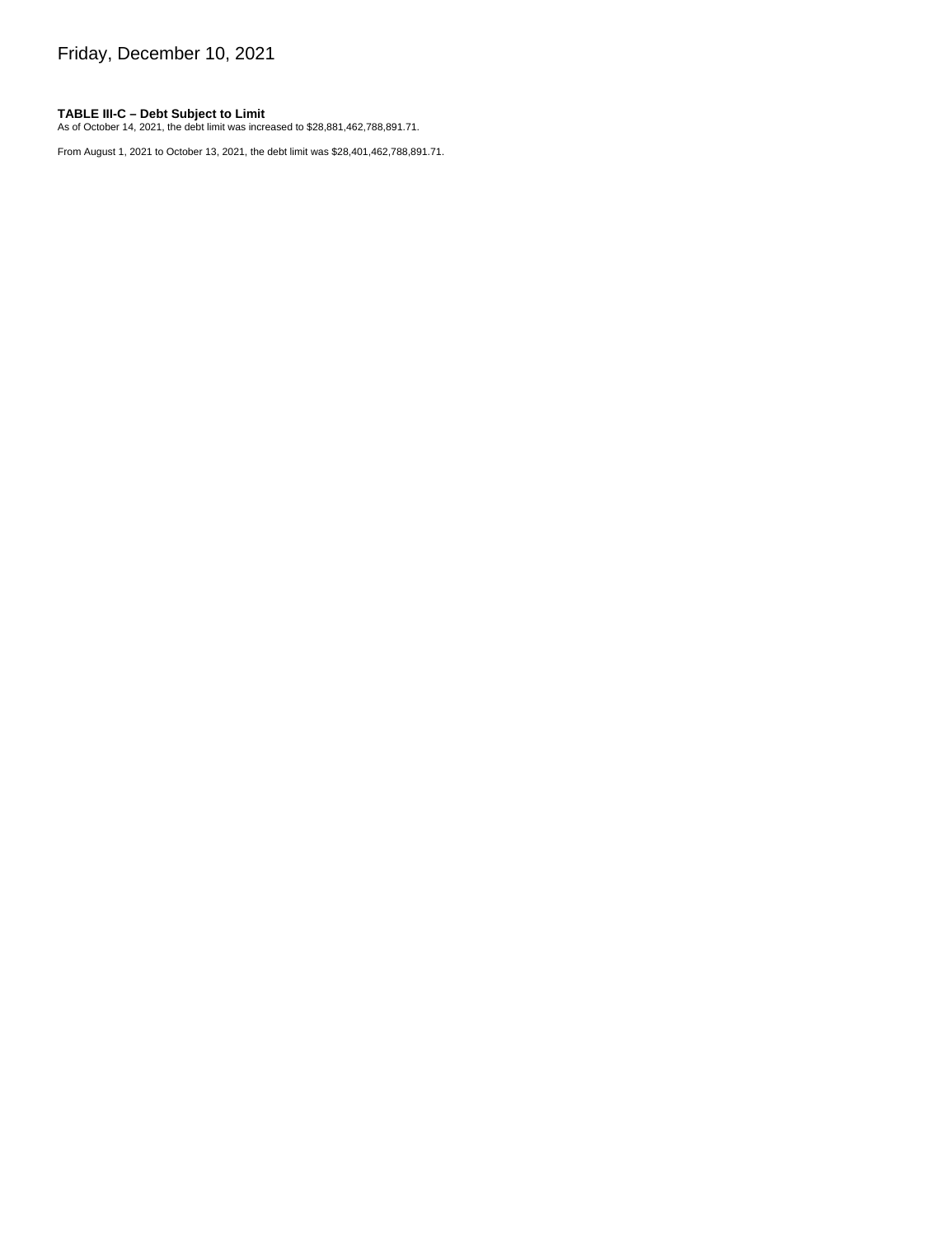**TABLE III-C – Debt Subject to Limit**

As of October 14, 2021, the debt limit was increased to $28,881,462,788,891.71.

From August 1, 2021 to October 13, 2021, the debt limit was $28,401,462,788,891.71.